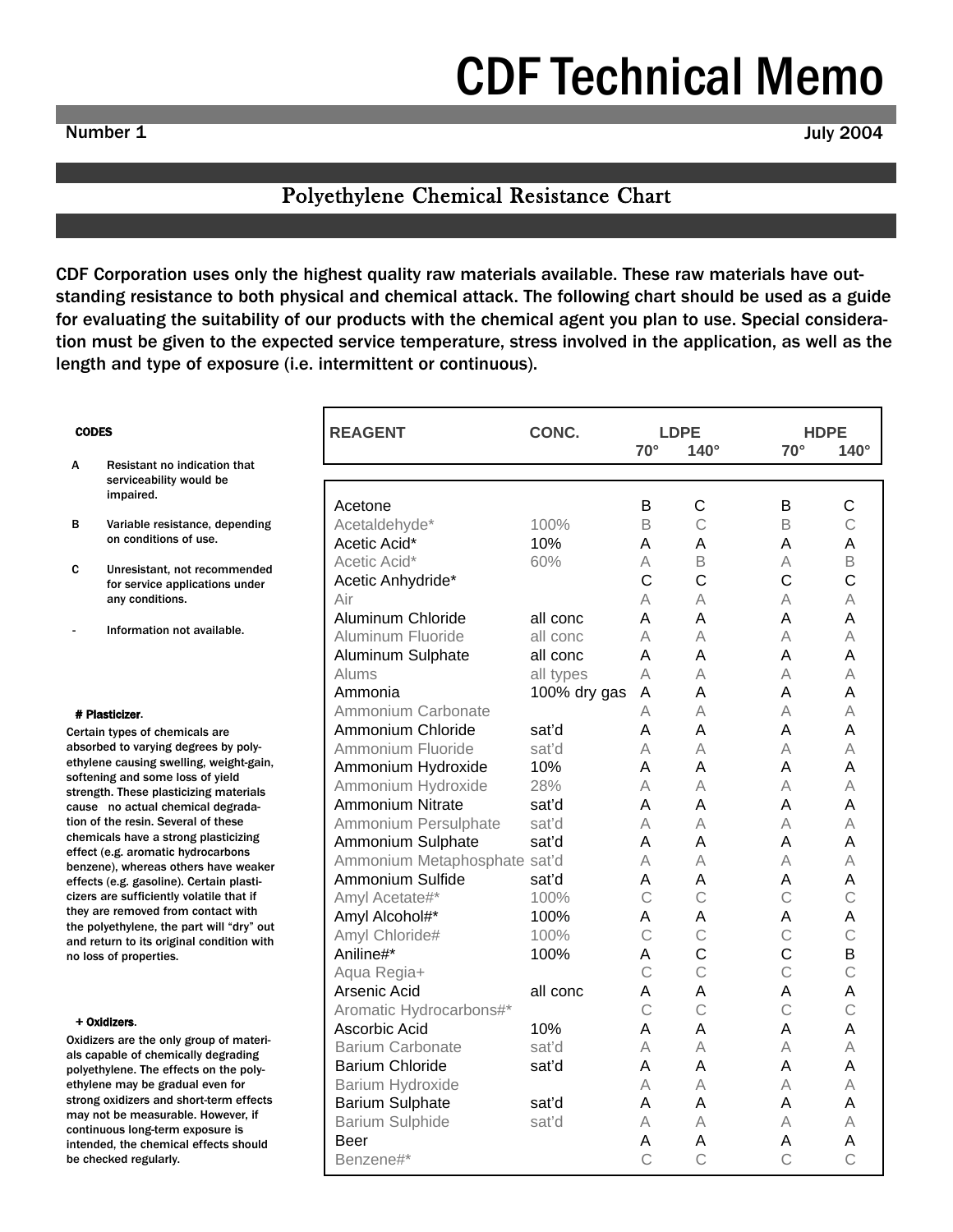# CDF Technical Memo

Number 1 July 2004

## Polyethylene Chemical Resistance Chart

**CDF Corporation uses only the highest quality raw materials available. These raw materials have outstanding resistance to both physical and chemical attack. The following chart should be used as a guide for evaluating the suitability of our products with the chemical agent you plan to use. Special consideration must be given to the expected service temperature, stress involved in the application, as well as the length and type of exposure (i.e. intermittent or continuous).**

**CODES**

- **A** Resistant no indication that serviceability would be impaired.
- **B** Variable resistance, depending on conditions of use.
- **C** Unresistant, not recommended for service applications under any conditions.
- **-** Information not available.

**# Plasticizer**.
Certain types of chemicals are absorbed to varying degrees by polyethylene causing swelling, weight-gain, softening and some loss of yield strength. These plasticizing materials cause no actual chemical degradation of the resin. Several of these chemicals have a strong plasticizing effect (e.g. aromatic hydrocarbons benzene), whereas others have weaker effects (e.g. gasoline). Certain plasticizers are sufficiently volatile that if they are removed from contact with the polyethylene, the part will "dry" out and return to its original condition with no loss of properties.

**+ Oxidizers**.
Oxidizers are the only group of materials capable of chemically degrading polyethylene. The effects on the polyethylene may be gradual even for strong oxidizers and short-term effects may not be measurable. However, if continuous long-term exposure is intended, the chemical effects should be checked regularly.

| REAGENT | CONC. | LDPE | | HDPE | |
|---|---|---|---|---|---|
| | | 70° | 140° | 70° | 140° |
| Acetone | | B | C | B | C |
| Acetaldehyde* | 100% | B | C | B | C |
| Acetic Acid* | 10% | A | A | A | A |
| Acetic Acid* | 60% | A | B | A | B |
| Acetic Anhydride* | | C | C | C | C |
| Air | | A | A | A | A |
| Aluminum Chloride | all conc | A | A | A | A |
| Aluminum Fluoride | all conc | A | A | A | A |
| Aluminum Sulphate | all conc | A | A | A | A |
| Alums | all types | A | A | A | A |
| Ammonia | 100% dry gas | A | A | A | A |
| Ammonium Carbonate | | A | A | A | A |
| Ammonium Chloride | sat'd | A | A | A | A |
| Ammonium Fluoride | sat'd | A | A | A | A |
| Ammonium Hydroxide | 10% | A | A | A | A |
| Ammonium Hydroxide | 28% | A | A | A | A |
| Ammonium Nitrate | sat'd | A | A | A | A |
| Ammonium Persulphate | sat'd | A | A | A | A |
| Ammonium Sulphate | sat'd | A | A | A | A |
| Ammonium Metaphosphate | sat'd | A | A | A | A |
| Ammonium Sulfide | sat'd | A | A | A | A |
| Amyl Acetate#* | 100% | C | C | C | C |
| Amyl Alcohol#* | 100% | A | A | A | A |
| Amyl Chloride# | 100% | C | C | C | C |
| Aniline#* | 100% | A | C | C | B |
| Aqua Regia+ | | C | C | C | C |
| Arsenic Acid | all conc | A | A | A | A |
| Aromatic Hydrocarbons#* | | C | C | C | C |
| Ascorbic Acid | 10% | A | A | A | A |
| Barium Carbonate | sat'd | A | A | A | A |
| Barium Chloride | sat'd | A | A | A | A |
| Barium Hydroxide | | A | A | A | A |
| Barium Sulphate | sat'd | A | A | A | A |
| Barium Sulphide | sat'd | A | A | A | A |
| Beer | | A | A | A | A |
| Benzene#* | | C | C | C | C |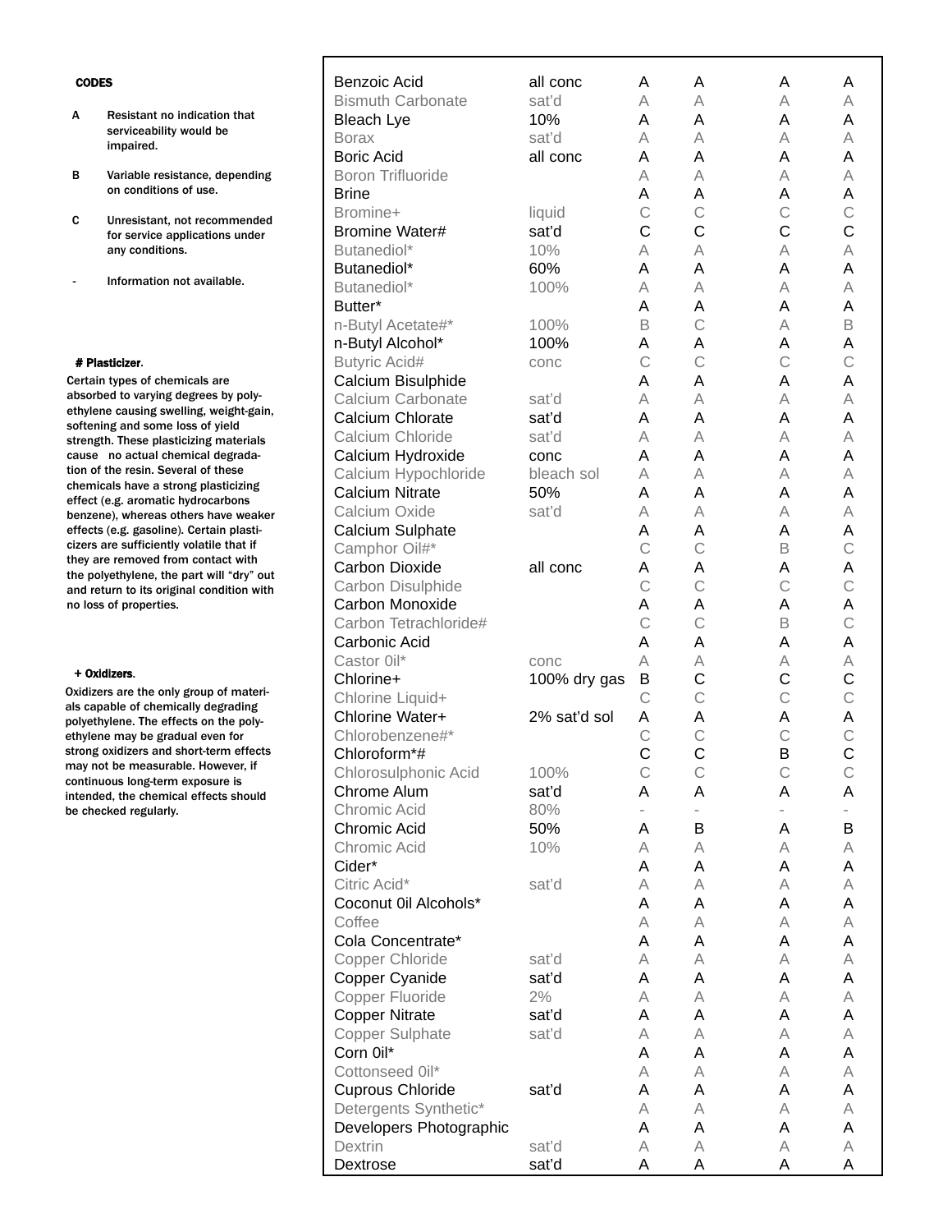**CODES**

**A** Resistant no indication that serviceability would be impaired.

**B** Variable resistance, depending on conditions of use.

**C** Unresistant, not recommended for service applications under any conditions.

**-** Information not available.

**# Plasticizer**.

Certain types of chemicals are absorbed to varying degrees by polyethylene causing swelling, weight-gain, softening and some loss of yield strength. These plasticizing materials cause no actual chemical degradation of the resin. Several of these chemicals have a strong plasticizing effect (e.g. aromatic hydrocarbons benzene), whereas others have weaker effects (e.g. gasoline). Certain plasticizers are sufficiently volatile that if they are removed from contact with the polyethylene, the part will "dry" out and return to its original condition with no loss of properties.

**+ Oxidizers**.

Oxidizers are the only group of materials capable of chemically degrading polyethylene. The effects on the polyethylene may be gradual even for strong oxidizers and short-term effects may not be measurable. However, if continuous long-term exposure is intended, the chemical effects should be checked regularly.

| | | | | | |
|---|---|---|---|---|---|
| Benzoic Acid | all conc | A | A | A | A |
| Bismuth Carbonate | sat'd | A | A | A | A |
| Bleach Lye | 10% | A | A | A | A |
| Borax | sat'd | A | A | A | A |
| Boric Acid | all conc | A | A | A | A |
| Boron Trifluoride | | A | A | A | A |
| Brine | | A | A | A | A |
| Bromine+ | liquid | C | C | C | C |
| Bromine Water# | sat'd | C | C | C | C |
| Butanediol* | 10% | A | A | A | A |
| Butanediol* | 60% | A | A | A | A |
| Butanediol* | 100% | A | A | A | A |
| Butter* | | A | A | A | A |
| n-Butyl Acetate#* | 100% | B | C | A | B |
| n-Butyl Alcohol* | 100% | A | A | A | A |
| Butyric Acid# | conc | C | C | C | C |
| Calcium Bisulphide | | A | A | A | A |
| Calcium Carbonate | sat'd | A | A | A | A |
| Calcium Chlorate | sat'd | A | A | A | A |
| Calcium Chloride | sat'd | A | A | A | A |
| Calcium Hydroxide | conc | A | A | A | A |
| Calcium Hypochloride | bleach sol | A | A | A | A |
| Calcium Nitrate | 50% | A | A | A | A |
| Calcium Oxide | sat'd | A | A | A | A |
| Calcium Sulphate | | A | A | A | A |
| Camphor Oil#* | | C | C | B | C |
| Carbon Dioxide | all conc | A | A | A | A |
| Carbon Disulphide | | C | C | C | C |
| Carbon Monoxide | | A | A | A | A |
| Carbon Tetrachloride# | | C | C | B | C |
| Carbonic Acid | | A | A | A | A |
| Castor 0il* | conc | A | A | A | A |
| Chlorine+ | 100% dry gas | B | C | C | C |
| Chlorine Liquid+ | | C | C | C | C |
| Chlorine Water+ | 2% sat'd sol | A | A | A | A |
| Chlorobenzene#* | | C | C | C | C |
| Chloroform*# | | C | C | B | C |
| Chlorosulphonic Acid | 100% | C | C | C | C |
| Chrome Alum | sat'd | A | A | A | A |
| Chromic Acid | 80% | - | - | - | - |
| Chromic Acid | 50% | A | B | A | B |
| Chromic Acid | 10% | A | A | A | A |
| Cider* | | A | A | A | A |
| Citric Acid* | sat'd | A | A | A | A |
| Coconut 0il Alcohols* | | A | A | A | A |
| Coffee | | A | A | A | A |
| Cola Concentrate* | | A | A | A | A |
| Copper Chloride | sat'd | A | A | A | A |
| Copper Cyanide | sat'd | A | A | A | A |
| Copper Fluoride | 2% | A | A | A | A |
| Copper Nitrate | sat'd | A | A | A | A |
| Copper Sulphate | sat'd | A | A | A | A |
| Corn 0il* | | A | A | A | A |
| Cottonseed 0il* | | A | A | A | A |
| Cuprous Chloride | sat'd | A | A | A | A |
| Detergents Synthetic* | | A | A | A | A |
| Developers Photographic | | A | A | A | A |
| Dextrin | sat'd | A | A | A | A |
| Dextrose | sat'd | A | A | A | A |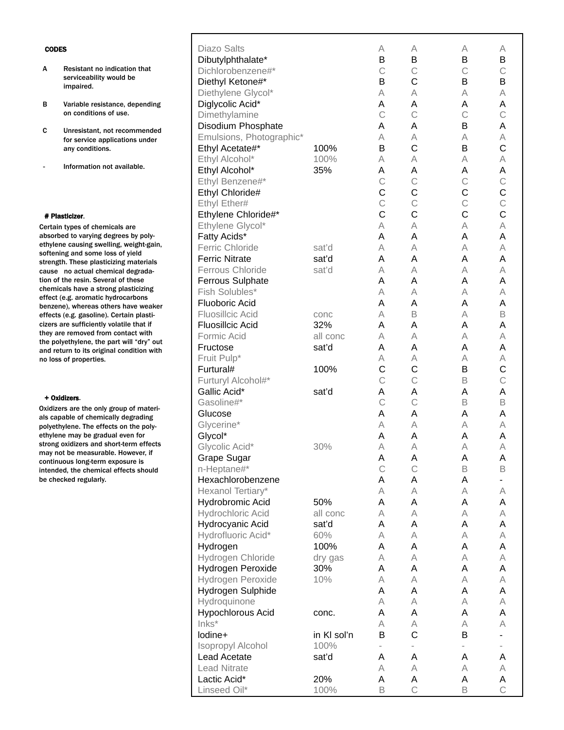**CODES**

- **A** Resistant no indication that serviceability would be impaired.
- **B** Variable resistance, depending on conditions of use.
- **C** Unresistant, not recommended for service applications under any conditions.
- **-** Information not available.

**# Plasticizer**.

Certain types of chemicals are absorbed to varying degrees by polyethylene causing swelling, weight-gain, softening and some loss of yield strength. These plasticizing materials cause no actual chemical degradation of the resin. Several of these chemicals have a strong plasticizing effect (e.g. aromatic hydrocarbons benzene), whereas others have weaker effects (e.g. gasoline). Certain plasticizers are sufficiently volatile that if they are removed from contact with the polyethylene, the part will "dry" out and return to its original condition with no loss of properties.

**+ Oxidizers**.

Oxidizers are the only group of materials capable of chemically degrading polyethylene. The effects on the polyethylene may be gradual even for strong oxidizers and short-term effects may not be measurable. However, if continuous long-term exposure is intended, the chemical effects should be checked regularly.

| Chemical | Concentration | | | | |
|---|---|---|---|---|---|
| Diazo Salts | | A | A | A | A |
| Dibutylphthalate* | | B | B | B | B |
| Dichlorobenzene#* | | C | C | C | C |
| Diethyl Ketone#* | | B | C | B | B |
| Diethylene Glycol* | | A | A | A | A |
| Diglycolic Acid* | | A | A | A | A |
| Dimethylamine | | C | C | C | C |
| Disodium Phosphate | | A | A | B | A |
| Emulsions, Photographic* | | A | A | A | A |
| Ethyl Acetate#* | 100% | B | C | B | C |
| Ethyl Alcohol* | 100% | A | A | A | A |
| Ethyl Alcohol* | 35% | A | A | A | A |
| Ethyl Benzene#* | | C | C | C | C |
| Ethyl Chloride# | | C | C | C | C |
| Ethyl Ether# | | C | C | C | C |
| Ethylene Chloride#* | | C | C | C | C |
| Ethylene Glycol* | | A | A | A | A |
| Fatty Acids* | | A | A | A | A |
| Ferric Chloride | sat'd | A | A | A | A |
| Ferric Nitrate | sat'd | A | A | A | A |
| Ferrous Chloride | sat'd | A | A | A | A |
| Ferrous Sulphate | | A | A | A | A |
| Fish Solubles* | | A | A | A | A |
| Fluoboric Acid | | A | A | A | A |
| Fluosillcic Acid | conc | A | B | A | B |
| Fluosillcic Acid | 32% | A | A | A | A |
| Formic Acid | all conc | A | A | A | A |
| Fructose | sat'd | A | A | A | A |
| Fruit Pulp* | | A | A | A | A |
| Furtural# | 100% | C | C | B | C |
| Furturyl Alcohol#* | | C | C | B | C |
| Gallic Acid* | sat'd | A | A | A | A |
| Gasoline#* | | C | C | B | B |
| Glucose | | A | A | A | A |
| Glycerine* | | A | A | A | A |
| Glycol* | | A | A | A | A |
| Glycolic Acid* | 30% | A | A | A | A |
| Grape Sugar | | A | A | A | A |
| n-Heptane#* | | C | C | B | B |
| Hexachlorobenzene | | A | A | A | - |
| Hexanol Tertiary* | | A | A | A | A |
| Hydrobromic Acid | 50% | A | A | A | A |
| Hydrochloric Acid | all conc | A | A | A | A |
| Hydrocyanic Acid | sat'd | A | A | A | A |
| Hydrofluoric Acid* | 60% | A | A | A | A |
| Hydrogen | 100% | A | A | A | A |
| Hydrogen Chloride | dry gas | A | A | A | A |
| Hydrogen Peroxide | 30% | A | A | A | A |
| Hydrogen Peroxide | 10% | A | A | A | A |
| Hydrogen Sulphide | | A | A | A | A |
| Hydroquinone | | A | A | A | A |
| Hypochlorous Acid | conc. | A | A | A | A |
| Inks* | | A | A | A | A |
| Iodine+ | in KI sol'n | B | C | B | - |
| Isopropyl Alcohol | 100% | - | - | - | - |
| Lead Acetate | sat'd | A | A | A | A |
| Lead Nitrate | | A | A | A | A |
| Lactic Acid* | 20% | A | A | A | A |
| Linseed Oil* | 100% | B | C | B | C |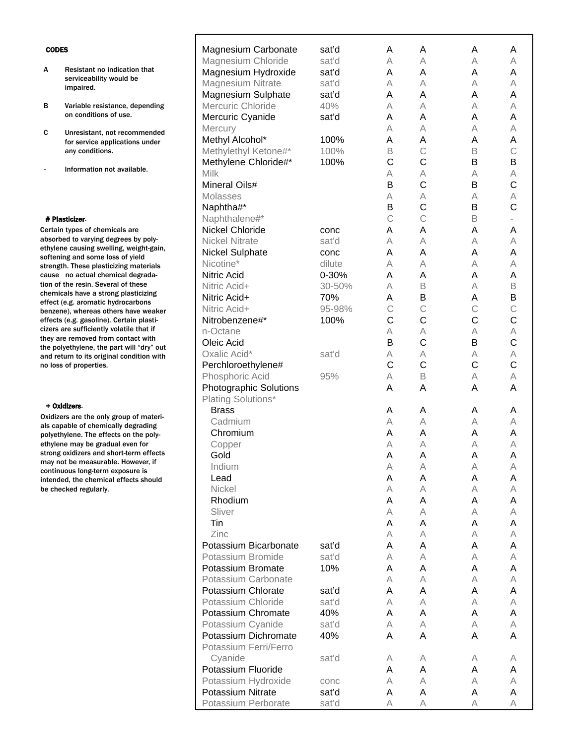**CODES**

- **A** Resistant no indication that serviceability would be impaired.
- **B** Variable resistance, depending on conditions of use.
- **C** Unresistant, not recommended for service applications under any conditions.
- **-** Information not available.

**# Plasticizer.**
Certain types of chemicals are absorbed to varying degrees by polyethylene causing swelling, weight-gain, softening and some loss of yield strength. These plasticizing materials cause no actual chemical degradation of the resin. Several of these chemicals have a strong plasticizing effect (e.g. aromatic hydrocarbons benzene), whereas others have weaker effects (e.g. gasoline). Certain plasticizers are sufficiently volatile that if they are removed from contact with the polyethylene, the part will "dry" out and return to its original condition with no loss of properties.

**+ Oxidizers.**
Oxidizers are the only group of materials capable of chemically degrading polyethylene. The effects on the polyethylene may be gradual even for strong oxidizers and short-term effects may not be measurable. However, if continuous long-term exposure is intended, the chemical effects should be checked regularly.

| Chemical | Concentration | | | | |
|---|---|---|---|---|---|
| Magnesium Carbonate | sat'd | A | A | A | A |
| Magnesium Chloride | sat'd | A | A | A | A |
| Magnesium Hydroxide | sat'd | A | A | A | A |
| Magnesium Nitrate | sat'd | A | A | A | A |
| Magnesium Sulphate | sat'd | A | A | A | A |
| Mercuric Chloride | 40% | A | A | A | A |
| Mercuric Cyanide | sat'd | A | A | A | A |
| Mercury | | A | A | A | A |
| Methyl Alcohol* | 100% | A | A | A | A |
| Methylethyl Ketone#* | 100% | B | C | B | C |
| Methylene Chloride#* | 100% | C | C | B | B |
| Milk | | A | A | A | A |
| Mineral Oils# | | B | C | B | C |
| Molasses | | A | A | A | A |
| Naphtha#* | | B | C | B | C |
| Naphthalene#* | | C | C | B | - |
| Nickel Chloride | conc | A | A | A | A |
| Nickel Nitrate | sat'd | A | A | A | A |
| Nickel Sulphate | conc | A | A | A | A |
| Nicotine* | dilute | A | A | A | A |
| Nitric Acid | 0-30% | A | A | A | A |
| Nitric Acid+ | 30-50% | A | B | A | B |
| Nitric Acid+ | 70% | A | B | A | B |
| Nitric Acid+ | 95-98% | C | C | C | C |
| Nitrobenzene#* | 100% | C | C | C | C |
| n-Octane | | A | A | A | A |
| Oleic Acid | | B | C | B | C |
| Oxalic Acid* | sat'd | A | A | A | A |
| Perchloroethylene# | | C | C | C | C |
| Phosphoric Acid | 95% | A | B | A | A |
| Photographic Solutions | | A | A | A | A |
| Plating Solutions* | | | | | |
| Brass | | A | A | A | A |
| Cadmium | | A | A | A | A |
| Chromium | | A | A | A | A |
| Copper | | A | A | A | A |
| Gold | | A | A | A | A |
| Indium | | A | A | A | A |
| Lead | | A | A | A | A |
| Nickel | | A | A | A | A |
| Rhodium | | A | A | A | A |
| Sliver | | A | A | A | A |
| Tin | | A | A | A | A |
| Zinc | | A | A | A | A |
| Potassium Bicarbonate | sat'd | A | A | A | A |
| Potassium Bromide | sat'd | A | A | A | A |
| Potassium Bromate | 10% | A | A | A | A |
| Potassium Carbonate | | A | A | A | A |
| Potassium Chlorate | sat'd | A | A | A | A |
| Potassium Chloride | sat'd | A | A | A | A |
| Potassium Chromate | 40% | A | A | A | A |
| Potassium Cyanide | sat'd | A | A | A | A |
| Potassium Dichromate | 40% | A | A | A | A |
| Potassium Ferri/Ferro Cyanide | sat'd | A | A | A | A |
| Potassium Fluoride | | A | A | A | A |
| Potassium Hydroxide | conc | A | A | A | A |
| Potassium Nitrate | sat'd | A | A | A | A |
| Potassium Perborate | sat'd | A | A | A | A |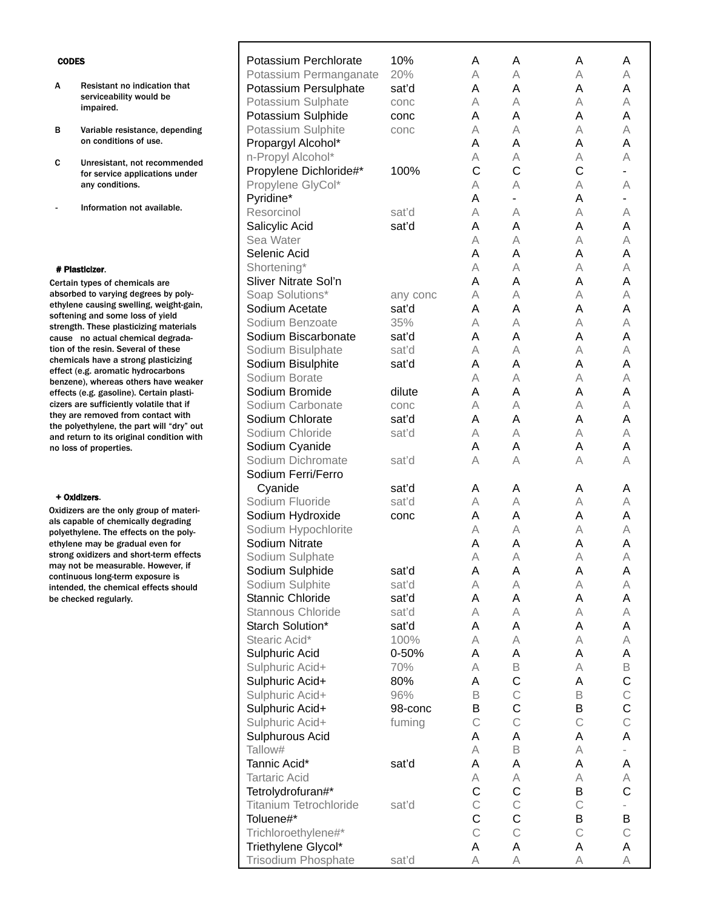**CODES**

- **A** Resistant no indication that serviceability would be impaired.
- **B** Variable resistance, depending on conditions of use.
- **C** Unresistant, not recommended for service applications under any conditions.
- **-** Information not available.

**# Plasticizer**.

Certain types of chemicals are absorbed to varying degrees by polyethylene causing swelling, weight-gain, softening and some loss of yield strength. These plasticizing materials cause no actual chemical degradation of the resin. Several of these chemicals have a strong plasticizing effect (e.g. aromatic hydrocarbons benzene), whereas others have weaker effects (e.g. gasoline). Certain plasticizers are sufficiently volatile that if they are removed from contact with the polyethylene, the part will "dry" out and return to its original condition with no loss of properties.

**+ Oxidizers**.

Oxidizers are the only group of materials capable of chemically degrading polyethylene. The effects on the polyethylene may be gradual even for strong oxidizers and short-term effects may not be measurable. However, if continuous long-term exposure is intended, the chemical effects should be checked regularly.

| | | | | | |
|---|---|---|---|---|---|
| Potassium Perchlorate | 10% | A | A | A | A |
| Potassium Permanganate | 20% | A | A | A | A |
| Potassium Persulphate | sat'd | A | A | A | A |
| Potassium Sulphate | conc | A | A | A | A |
| Potassium Sulphide | conc | A | A | A | A |
| Potassium Sulphite | conc | A | A | A | A |
| Propargyl Alcohol* | | A | A | A | A |
| n-Propyl Alcohol* | | A | A | A | A |
| Propylene Dichloride#* | 100% | C | C | C | - |
| Propylene GlyCol* | | A | A | A | A |
| Pyridine* | | A | - | A | - |
| Resorcinol | sat'd | A | A | A | A |
| Salicylic Acid | sat'd | A | A | A | A |
| Sea Water | | A | A | A | A |
| Selenic Acid | | A | A | A | A |
| Shortening* | | A | A | A | A |
| Sliver Nitrate Sol'n | | A | A | A | A |
| Soap Solutions* | any conc | A | A | A | A |
| Sodium Acetate | sat'd | A | A | A | A |
| Sodium Benzoate | 35% | A | A | A | A |
| Sodium Biscarbonate | sat'd | A | A | A | A |
| Sodium Bisulphate | sat'd | A | A | A | A |
| Sodium Bisulphite | sat'd | A | A | A | A |
| Sodium Borate | | A | A | A | A |
| Sodium Bromide | dilute | A | A | A | A |
| Sodium Carbonate | conc | A | A | A | A |
| Sodium Chlorate | sat'd | A | A | A | A |
| Sodium Chloride | sat'd | A | A | A | A |
| Sodium Cyanide | | A | A | A | A |
| Sodium Dichromate | sat'd | A | A | A | A |
| Sodium Ferri/Ferro Cyanide | sat'd | A | A | A | A |
| Sodium Fluoride | sat'd | A | A | A | A |
| Sodium Hydroxide | conc | A | A | A | A |
| Sodium Hypochlorite | | A | A | A | A |
| Sodium Nitrate | | A | A | A | A |
| Sodium Sulphate | | A | A | A | A |
| Sodium Sulphide | sat'd | A | A | A | A |
| Sodium Sulphite | sat'd | A | A | A | A |
| Stannic Chloride | sat'd | A | A | A | A |
| Stannous Chloride | sat'd | A | A | A | A |
| Starch Solution* | sat'd | A | A | A | A |
| Stearic Acid* | 100% | A | A | A | A |
| Sulphuric Acid | 0-50% | A | A | A | A |
| Sulphuric Acid+ | 70% | A | B | A | B |
| Sulphuric Acid+ | 80% | A | C | A | C |
| Sulphuric Acid+ | 96% | B | C | B | C |
| Sulphuric Acid+ | 98-conc | B | C | B | C |
| Sulphuric Acid+ | fuming | C | C | C | C |
| Sulphurous Acid | | A | A | A | A |
| Tallow# | | A | B | A | - |
| Tannic Acid* | sat'd | A | A | A | A |
| Tartaric Acid | | A | A | A | A |
| Tetrolydrofuran#* | | C | C | B | C |
| Titanium Tetrochloride | sat'd | C | C | C | - |
| Toluene#* | | C | C | B | B |
| Trichloroethylene#* | | C | C | C | C |
| Triethylene Glycol* | | A | A | A | A |
| Trisodium Phosphate | sat'd | A | A | A | A |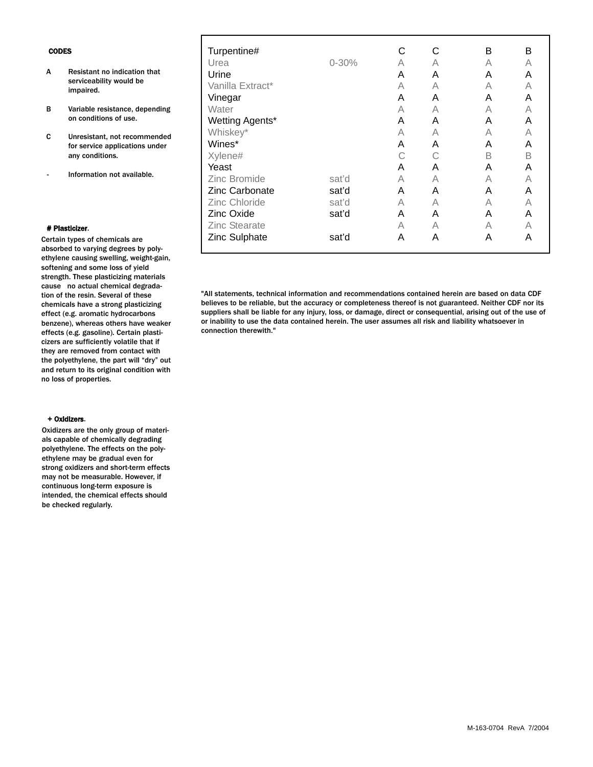**CODES**

- A Resistant no indication that serviceability would be impaired.
- B Variable resistance, depending on conditions of use.
- C Unresistant, not recommended for service applications under any conditions.
- \- Information not available.

**# Plasticizer**.

Certain types of chemicals are absorbed to varying degrees by polyethylene causing swelling, weight-gain, softening and some loss of yield strength. These plasticizing materials cause no actual chemical degradation of the resin. Several of these chemicals have a strong plasticizing effect (e.g. aromatic hydrocarbons benzene), whereas others have weaker effects (e.g. gasoline). Certain plasticizers are sufficiently volatile that if they are removed from contact with the polyethylene, the part will "dry" out and return to its original condition with no loss of properties.

**+ Oxidizers**.

Oxidizers are the only group of materials capable of chemically degrading polyethylene. The effects on the polyethylene may be gradual even for strong oxidizers and short-term effects may not be measurable. However, if continuous long-term exposure is intended, the chemical effects should be checked regularly.

| | | | | | |
|---|---|---|---|---|---|
| Turpentine# | | C | C | B | B |
| Urea | 0-30% | A | A | A | A |
| Urine | | A | A | A | A |
| Vanilla Extract* | | A | A | A | A |
| Vinegar | | A | A | A | A |
| Water | | A | A | A | A |
| Wetting Agents* | | A | A | A | A |
| Whiskey* | | A | A | A | A |
| Wines* | | A | A | A | A |
| Xylene# | | C | C | B | B |
| Yeast | | A | A | A | A |
| Zinc Bromide | sat'd | A | A | A | A |
| Zinc Carbonate | sat'd | A | A | A | A |
| Zinc Chloride | sat'd | A | A | A | A |
| Zinc Oxide | sat'd | A | A | A | A |
| Zinc Stearate | | A | A | A | A |
| Zinc Sulphate | sat'd | A | A | A | A |

"All statements, technical information and recommendations contained herein are based on data CDF believes to be reliable, but the accuracy or completeness thereof is not guaranteed. Neither CDF nor its suppliers shall be liable for any injury, loss, or damage, direct or consequential, arising out of the use of or inability to use the data contained herein. The user assumes all risk and liability whatsoever in connection therewith."

M-163-0704 RevA 7/2004